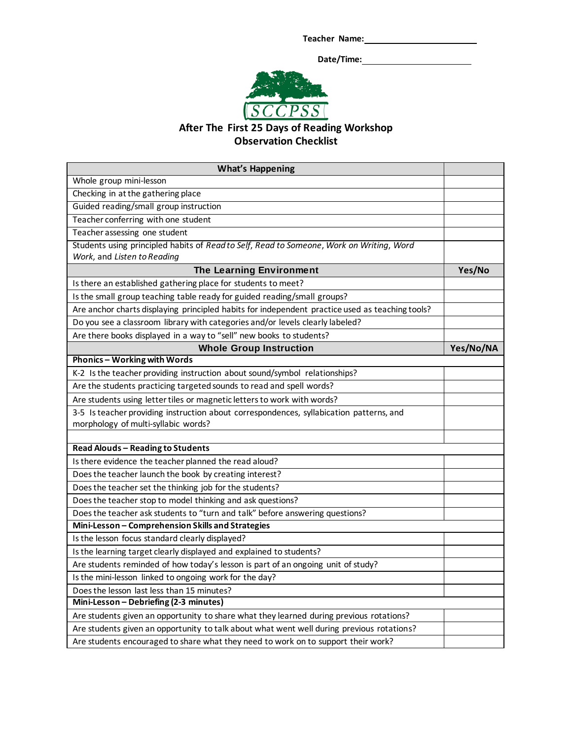**Teacher Name:** ______________________

**Date/Time:** ______________________

SCCPSS

## After The First 25 Days of Reading Workshop
## Observation Checklist

| What's Happening | |
|---|---|
| Whole group mini-lesson | |
| Checking in at the gathering place | |
| Guided reading/small group instruction | |
| Teacher conferring with one student | |
| Teacher assessing one student | |
| Students using principled habits of *Read to Self*, *Read to Someone*, *Work on Writing*, *Word Work*, and *Listen to Reading* | |
| **The Learning Environment** | **Yes/No** |
| Is there an established gathering place for students to meet? | |
| Is the small group teaching table ready for guided reading/small groups? | |
| Are anchor charts displaying principled habits for independent practice used as teaching tools? | |
| Do you see a classroom library with categories and/or levels clearly labeled? | |
| Are there books displayed in a way to "sell" new books to students? | |
| **Whole Group Instruction** | **Yes/No/NA** |
| **Phonics – Working with Words** | |
| K-2 Is the teacher providing instruction about sound/symbol relationships? | |
| Are the students practicing targeted sounds to read and spell words? | |
| Are students using letter tiles or magnetic letters to work with words? | |
| 3-5 Is teacher providing instruction about correspondences, syllabication patterns, and morphology of multi-syllabic words? | |
| | |
| **Read Alouds – Reading to Students** | |
| Is there evidence the teacher planned the read aloud? | |
| Does the teacher launch the book by creating interest? | |
| Does the teacher set the thinking job for the students? | |
| Does the teacher stop to model thinking and ask questions? | |
| Does the teacher ask students to "turn and talk" before answering questions? | |
| **Mini-Lesson – Comprehension Skills and Strategies** | |
| Is the lesson focus standard clearly displayed? | |
| Is the learning target clearly displayed and explained to students? | |
| Are students reminded of how today's lesson is part of an ongoing unit of study? | |
| Is the mini-lesson linked to ongoing work for the day? | |
| Does the lesson last less than 15 minutes? | |
| **Mini-Lesson – Debriefing (2-3 minutes)** | |
| Are students given an opportunity to share what they learned during previous rotations? | |
| Are students given an opportunity to talk about what went well during previous rotations? | |
| Are students encouraged to share what they need to work on to support their work? | |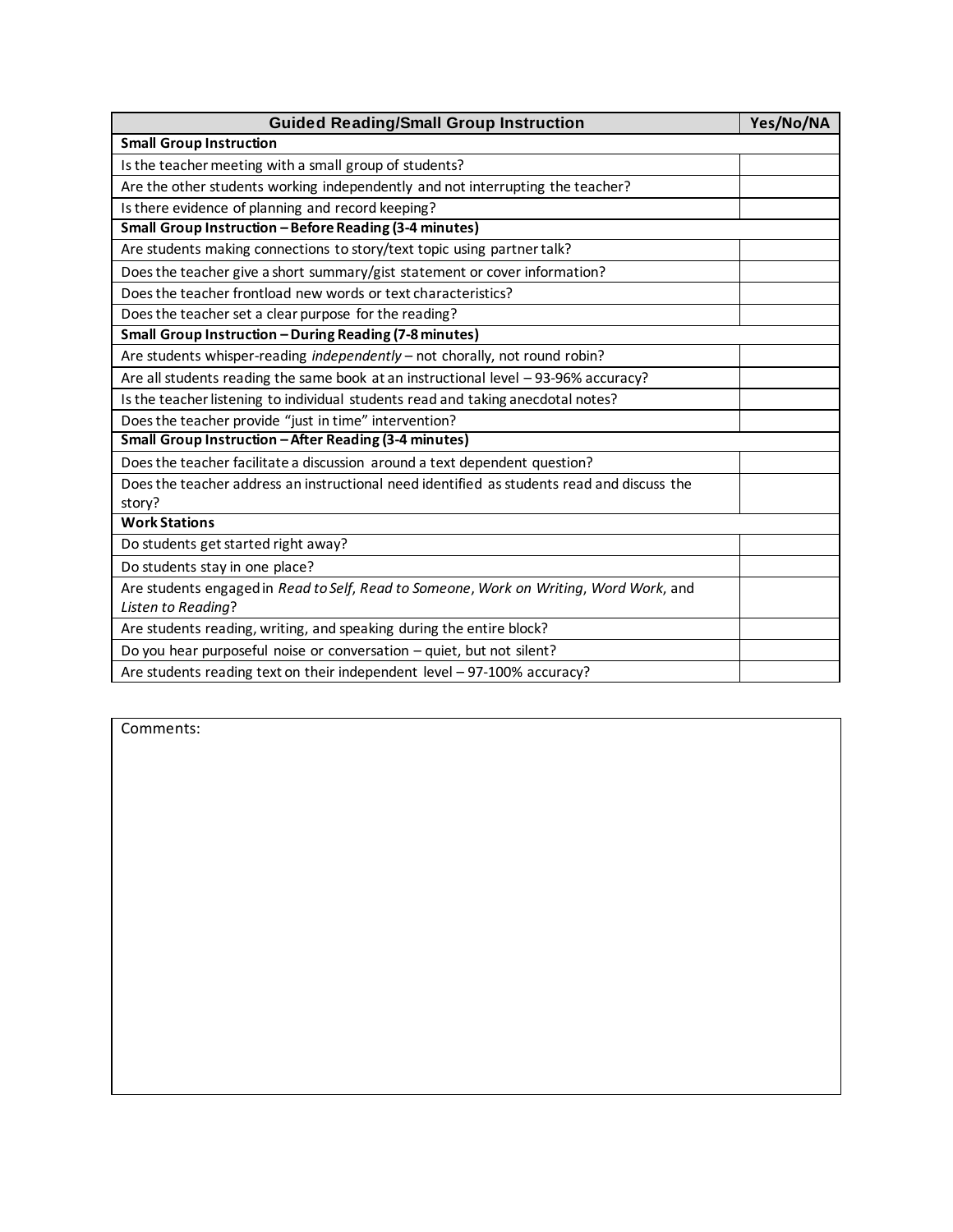| Guided Reading/Small Group Instruction | Yes/No/NA |
|---|---|
| **Small Group Instruction** | |
| Is the teacher meeting with a small group of students? | |
| Are the other students working independently and not interrupting the teacher? | |
| Is there evidence of planning and record keeping? | |
| **Small Group Instruction – Before Reading (3-4 minutes)** | |
| Are students making connections to story/text topic using partner talk? | |
| Does the teacher give a short summary/gist statement or cover information? | |
| Does the teacher frontload new words or text characteristics? | |
| Does the teacher set a clear purpose for the reading? | |
| **Small Group Instruction – During Reading (7-8 minutes)** | |
| Are students whisper-reading *independently* – not chorally, not round robin? | |
| Are all students reading the same book at an instructional level – 93-96% accuracy? | |
| Is the teacher listening to individual students read and taking anecdotal notes? | |
| Does the teacher provide "just in time" intervention? | |
| **Small Group Instruction – After Reading (3-4 minutes)** | |
| Does the teacher facilitate a discussion around a text dependent question? | |
| Does the teacher address an instructional need identified as students read and discuss the story? | |
| **Work Stations** | |
| Do students get started right away? | |
| Do students stay in one place? | |
| Are students engaged in *Read to Self*, *Read to Someone*, *Work on Writing*, *Word Work*, and *Listen to Reading*? | |
| Are students reading, writing, and speaking during the entire block? | |
| Do you hear purposeful noise or conversation – quiet, but not silent? | |
| Are students reading text on their independent level – 97-100% accuracy? | |

Comments: